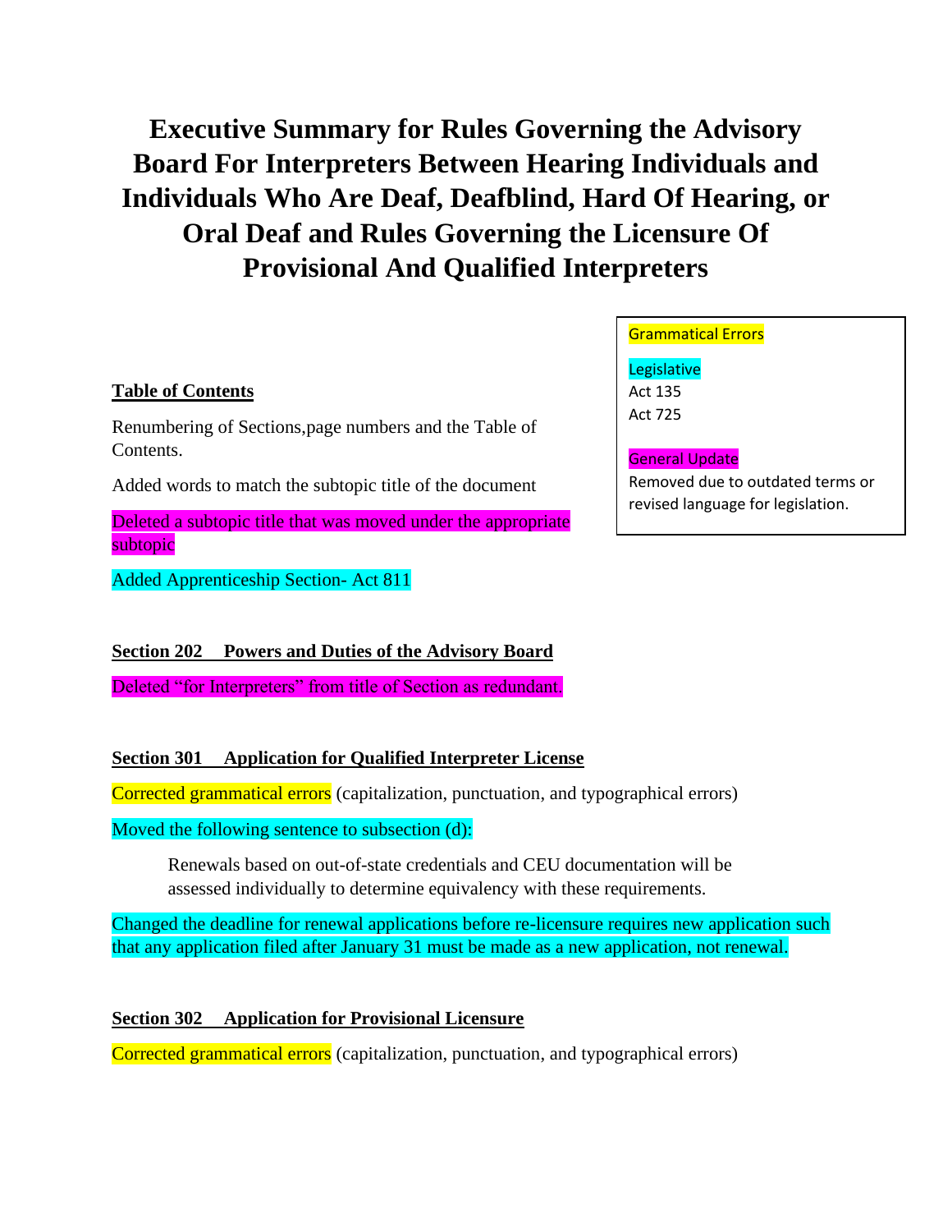# Executive Summary for Rules Governing the Advisory Board For Interpreters Between Hearing Individuals and Individuals Who Are Deaf, Deafblind, Hard Of Hearing, or Oral Deaf and Rules Governing the Licensure Of Provisional And Qualified Interpreters

Grammatical Errors

Legislative
Act 135
Act 725

General Update
Removed due to outdated terms or revised language for legislation.

**Table of Contents**

Renumbering of Sections,page numbers and the Table of Contents.

Added words to match the subtopic title of the document

Deleted a subtopic title that was moved under the appropriate subtopic

Added Apprenticeship Section- Act 811

**Section 202 Powers and Duties of the Advisory Board**

Deleted "for Interpreters" from title of Section as redundant.

**Section 301 Application for Qualified Interpreter License**

Corrected grammatical errors (capitalization, punctuation, and typographical errors)

Moved the following sentence to subsection (d):

> Renewals based on out-of-state credentials and CEU documentation will be assessed individually to determine equivalency with these requirements.

Changed the deadline for renewal applications before re-licensure requires new application such that any application filed after January 31 must be made as a new application, not renewal.

**Section 302 Application for Provisional Licensure**

Corrected grammatical errors (capitalization, punctuation, and typographical errors)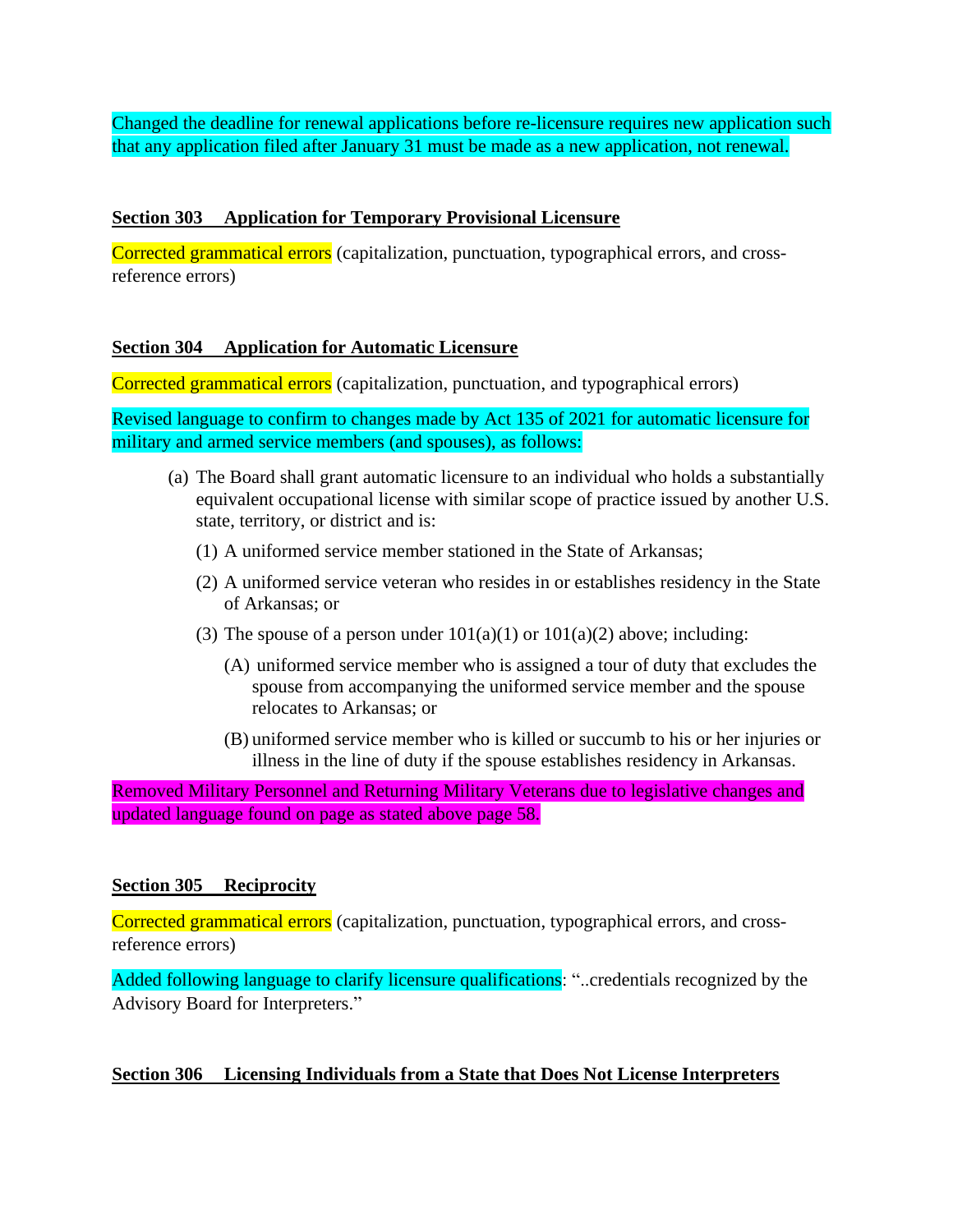Changed the deadline for renewal applications before re-licensure requires new application such that any application filed after January 31 must be made as a new application, not renewal.

**Section 303 Application for Temporary Provisional Licensure**

Corrected grammatical errors (capitalization, punctuation, typographical errors, and cross-reference errors)

**Section 304 Application for Automatic Licensure**

Corrected grammatical errors (capitalization, punctuation, and typographical errors)

Revised language to confirm to changes made by Act 135 of 2021 for automatic licensure for military and armed service members (and spouses), as follows:

(a) The Board shall grant automatic licensure to an individual who holds a substantially equivalent occupational license with similar scope of practice issued by another U.S. state, territory, or district and is:

(1) A uniformed service member stationed in the State of Arkansas;

(2) A uniformed service veteran who resides in or establishes residency in the State of Arkansas; or

(3) The spouse of a person under 101(a)(1) or 101(a)(2) above; including:

(A) uniformed service member who is assigned a tour of duty that excludes the spouse from accompanying the uniformed service member and the spouse relocates to Arkansas; or

(B) uniformed service member who is killed or succumb to his or her injuries or illness in the line of duty if the spouse establishes residency in Arkansas.

Removed Military Personnel and Returning Military Veterans due to legislative changes and updated language found on page as stated above page 58.

**Section 305 Reciprocity**

Corrected grammatical errors (capitalization, punctuation, typographical errors, and cross-reference errors)

Added following language to clarify licensure qualifications: "..credentials recognized by the Advisory Board for Interpreters."

**Section 306 Licensing Individuals from a State that Does Not License Interpreters**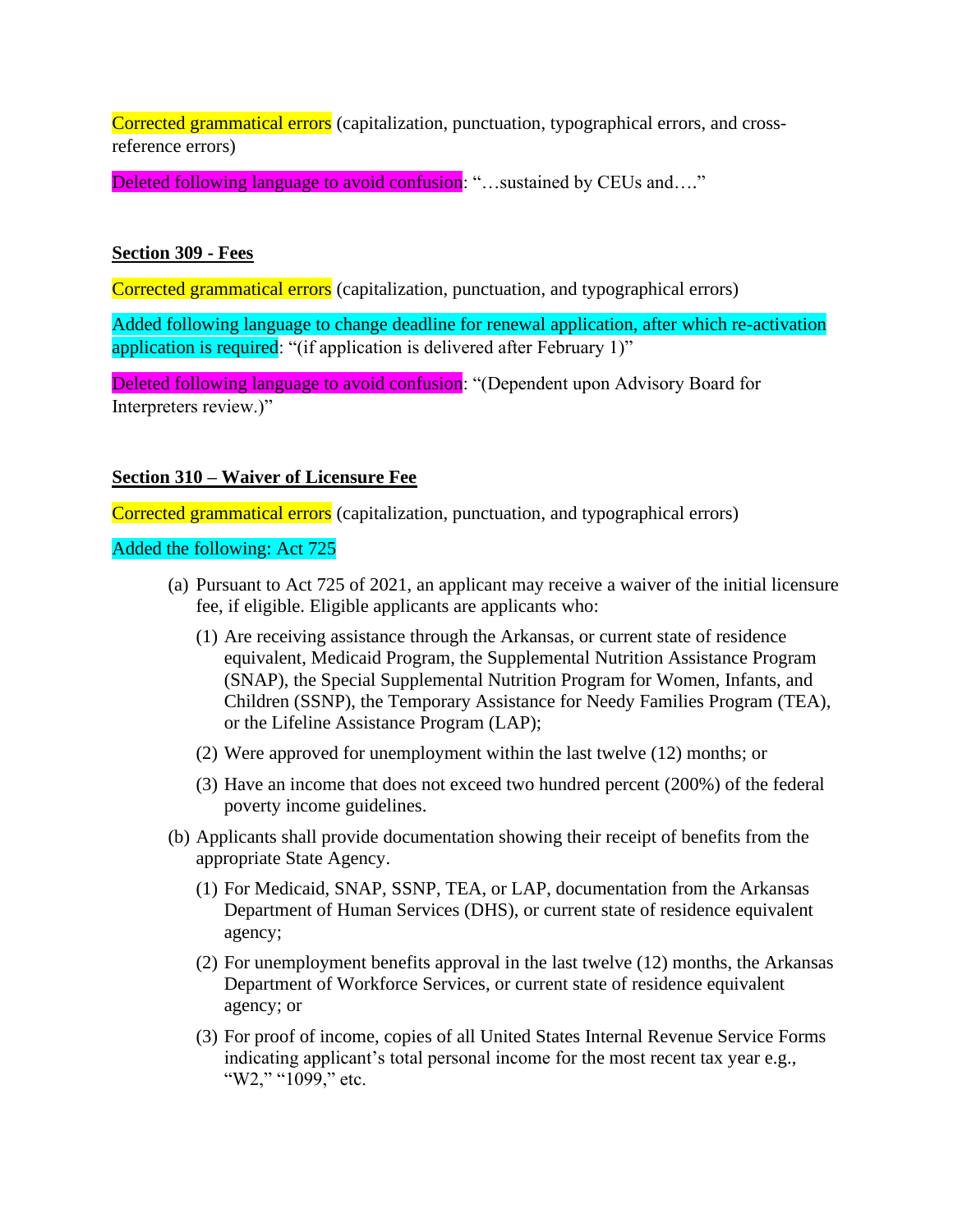Corrected grammatical errors (capitalization, punctuation, typographical errors, and cross-reference errors)

Deleted following language to avoid confusion: "…sustained by CEUs and…."

**Section 309 - Fees**

Corrected grammatical errors (capitalization, punctuation, and typographical errors)

Added following language to change deadline for renewal application, after which re-activation application is required: "(if application is delivered after February 1)"

Deleted following language to avoid confusion: "(Dependent upon Advisory Board for Interpreters review.)"

**Section 310 – Waiver of Licensure Fee**

Corrected grammatical errors (capitalization, punctuation, and typographical errors)

Added the following: Act 725

(a) Pursuant to Act 725 of 2021, an applicant may receive a waiver of the initial licensure fee, if eligible. Eligible applicants are applicants who:

(1) Are receiving assistance through the Arkansas, or current state of residence equivalent, Medicaid Program, the Supplemental Nutrition Assistance Program (SNAP), the Special Supplemental Nutrition Program for Women, Infants, and Children (SSNP), the Temporary Assistance for Needy Families Program (TEA), or the Lifeline Assistance Program (LAP);

(2) Were approved for unemployment within the last twelve (12) months; or

(3) Have an income that does not exceed two hundred percent (200%) of the federal poverty income guidelines.

(b) Applicants shall provide documentation showing their receipt of benefits from the appropriate State Agency.

(1) For Medicaid, SNAP, SSNP, TEA, or LAP, documentation from the Arkansas Department of Human Services (DHS), or current state of residence equivalent agency;

(2) For unemployment benefits approval in the last twelve (12) months, the Arkansas Department of Workforce Services, or current state of residence equivalent agency; or

(3) For proof of income, copies of all United States Internal Revenue Service Forms indicating applicant's total personal income for the most recent tax year e.g., "W2," "1099," etc.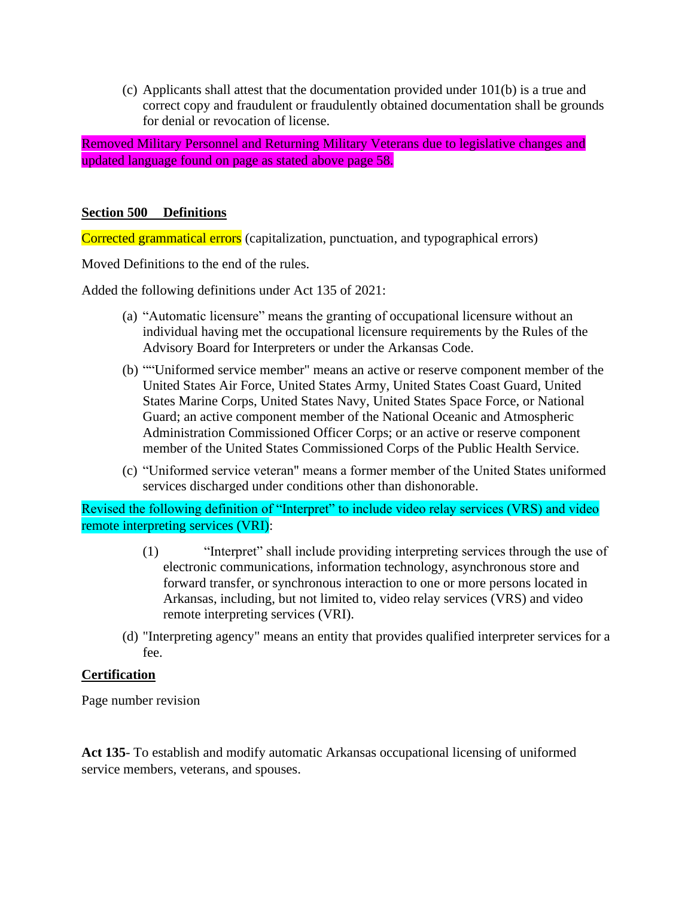(c) Applicants shall attest that the documentation provided under 101(b) is a true and correct copy and fraudulent or fraudulently obtained documentation shall be grounds for denial or revocation of license.

Removed Military Personnel and Returning Military Veterans due to legislative changes and updated language found on page as stated above page 58.

**Section 500 Definitions**

Corrected grammatical errors (capitalization, punctuation, and typographical errors)

Moved Definitions to the end of the rules.

Added the following definitions under Act 135 of 2021:

(a) "Automatic licensure" means the granting of occupational licensure without an individual having met the occupational licensure requirements by the Rules of the Advisory Board for Interpreters or under the Arkansas Code.

(b) ""Uniformed service member" means an active or reserve component member of the United States Air Force, United States Army, United States Coast Guard, United States Marine Corps, United States Navy, United States Space Force, or National Guard; an active component member of the National Oceanic and Atmospheric Administration Commissioned Officer Corps; or an active or reserve component member of the United States Commissioned Corps of the Public Health Service.

(c) "Uniformed service veteran" means a former member of the United States uniformed services discharged under conditions other than dishonorable.

Revised the following definition of "Interpret" to include video relay services (VRS) and video remote interpreting services (VRI):

(1) "Interpret" shall include providing interpreting services through the use of electronic communications, information technology, asynchronous store and forward transfer, or synchronous interaction to one or more persons located in Arkansas, including, but not limited to, video relay services (VRS) and video remote interpreting services (VRI).

(d) "Interpreting agency" means an entity that provides qualified interpreter services for a fee.

**Certification**

Page number revision

**Act 135**- To establish and modify automatic Arkansas occupational licensing of uniformed service members, veterans, and spouses.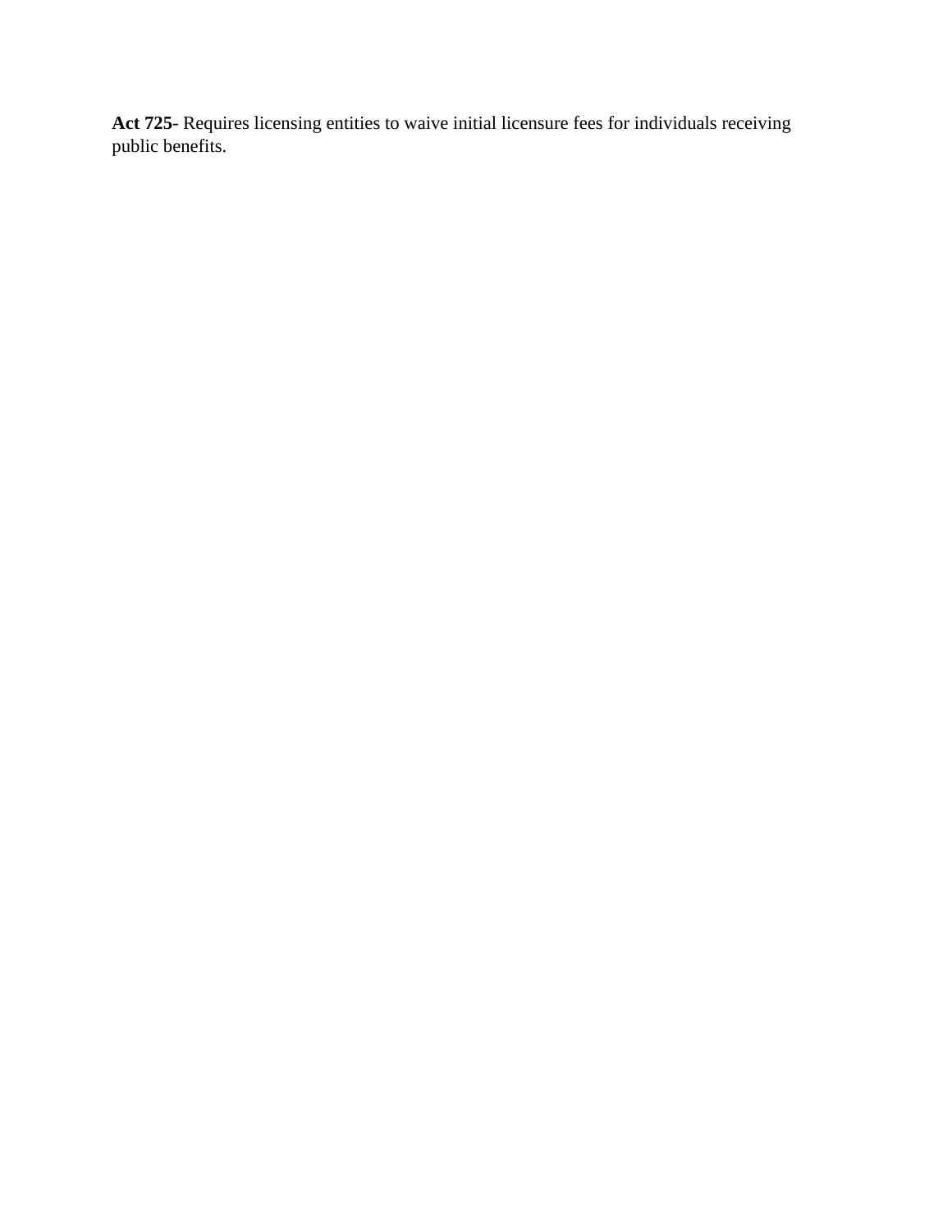**Act 725**- Requires licensing entities to waive initial licensure fees for individuals receiving public benefits.